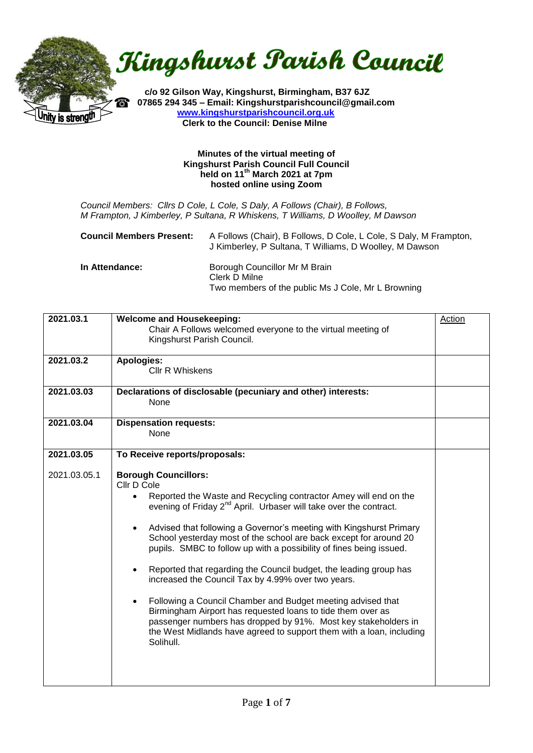# Kingshurst Parish Council

**c/o 92 Gilson Way, Kingshurst, Birmingham, B37 6JZ**
**☎ 07865 294 345 – Email: Kingshurstparishcouncil@gmail.com**
**www.kingshurstparishcouncil.org.uk**
**Clerk to the Council: Denise Milne**

Unity is strength

**Minutes of the virtual meeting of**
**Kingshurst Parish Council Full Council**
**held on 11th March 2021 at 7pm**
**hosted online using Zoom**

*Council Members: Cllrs D Cole, L Cole, S Daly, A Follows (Chair), B Follows, M Frampton, J Kimberley, P Sultana, R Whiskens, T Williams, D Woolley, M Dawson*

**Council Members Present:** A Follows (Chair), B Follows, D Cole, L Cole, S Daly, M Frampton, J Kimberley, P Sultana, T Williams, D Woolley, M Dawson

**In Attendance:** Borough Councillor Mr M Brain
Clerk D Milne
Two members of the public Ms J Cole, Mr L Browning

| | | Action |
|---|---|---|
| **2021.03.1** | **Welcome and Housekeeping:**<br>Chair A Follows welcomed everyone to the virtual meeting of Kingshurst Parish Council. | |
| **2021.03.2** | **Apologies:**<br>Cllr R Whiskens | |
| **2021.03.03** | **Declarations of disclosable (pecuniary and other) interests:**<br>None | |
| **2021.03.04** | **Dispensation requests:**<br>None | |
| **2021.03.05** | **To Receive reports/proposals:** | |
| 2021.03.05.1 | **Borough Councillors:**<br>Cllr D Cole<br>• Reported the Waste and Recycling contractor Amey will end on the evening of Friday 2nd April. Urbaser will take over the contract.<br>• Advised that following a Governor's meeting with Kingshurst Primary School yesterday most of the school are back except for around 20 pupils. SMBC to follow up with a possibility of fines being issued.<br>• Reported that regarding the Council budget, the leading group has increased the Council Tax by 4.99% over two years.<br>• Following a Council Chamber and Budget meeting advised that Birmingham Airport has requested loans to tide them over as passenger numbers has dropped by 91%. Most key stakeholders in the West Midlands have agreed to support them with a loan, including Solihull. | |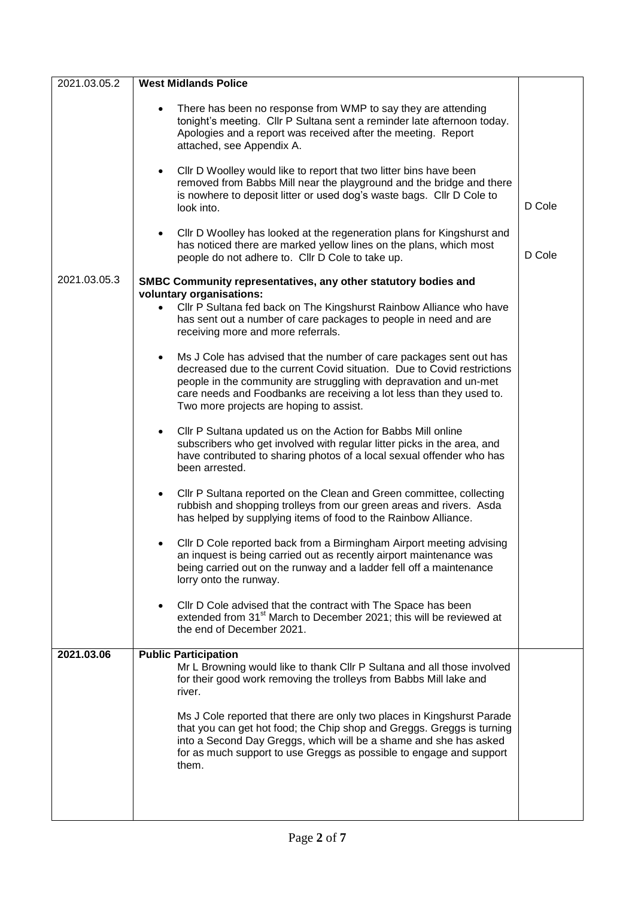| | | |
|---|---|---|
| 2021.03.05.2 | **West Midlands Police**<br><br>• There has been no response from WMP to say they are attending tonight's meeting. Cllr P Sultana sent a reminder late afternoon today. Apologies and a report was received after the meeting. Report attached, see Appendix A.<br><br>• Cllr D Woolley would like to report that two litter bins have been removed from Babbs Mill near the playground and the bridge and there is nowhere to deposit litter or used dog's waste bags. Cllr D Cole to look into.<br><br>• Cllr D Woolley has looked at the regeneration plans for Kingshurst and has noticed there are marked yellow lines on the plans, which most people do not adhere to. Cllr D Cole to take up. | <br><br><br><br><br><br>D Cole<br><br><br>D Cole |
| 2021.03.05.3 | **SMBC Community representatives, any other statutory bodies and voluntary organisations:**<br>• Cllr P Sultana fed back on The Kingshurst Rainbow Alliance who have has sent out a number of care packages to people in need and are receiving more and more referrals.<br><br>• Ms J Cole has advised that the number of care packages sent out has decreased due to the current Covid situation. Due to Covid restrictions people in the community are struggling with depravation and un-met care needs and Foodbanks are receiving a lot less than they used to. Two more projects are hoping to assist.<br><br>• Cllr P Sultana updated us on the Action for Babbs Mill online subscribers who get involved with regular litter picks in the area, and have contributed to sharing photos of a local sexual offender who has been arrested.<br><br>• Cllr P Sultana reported on the Clean and Green committee, collecting rubbish and shopping trolleys from our green areas and rivers. Asda has helped by supplying items of food to the Rainbow Alliance.<br><br>• Cllr D Cole reported back from a Birmingham Airport meeting advising an inquest is being carried out as recently airport maintenance was being carried out on the runway and a ladder fell off a maintenance lorry onto the runway.<br><br>• Cllr D Cole advised that the contract with The Space has been extended from 31st March to December 2021; this will be reviewed at the end of December 2021. | |
| **2021.03.06** | **Public Participation**<br>Mr L Browning would like to thank Cllr P Sultana and all those involved for their good work removing the trolleys from Babbs Mill lake and river.<br><br>Ms J Cole reported that there are only two places in Kingshurst Parade that you can get hot food; the Chip shop and Greggs. Greggs is turning into a Second Day Greggs, which will be a shame and she has asked for as much support to use Greggs as possible to engage and support them. | |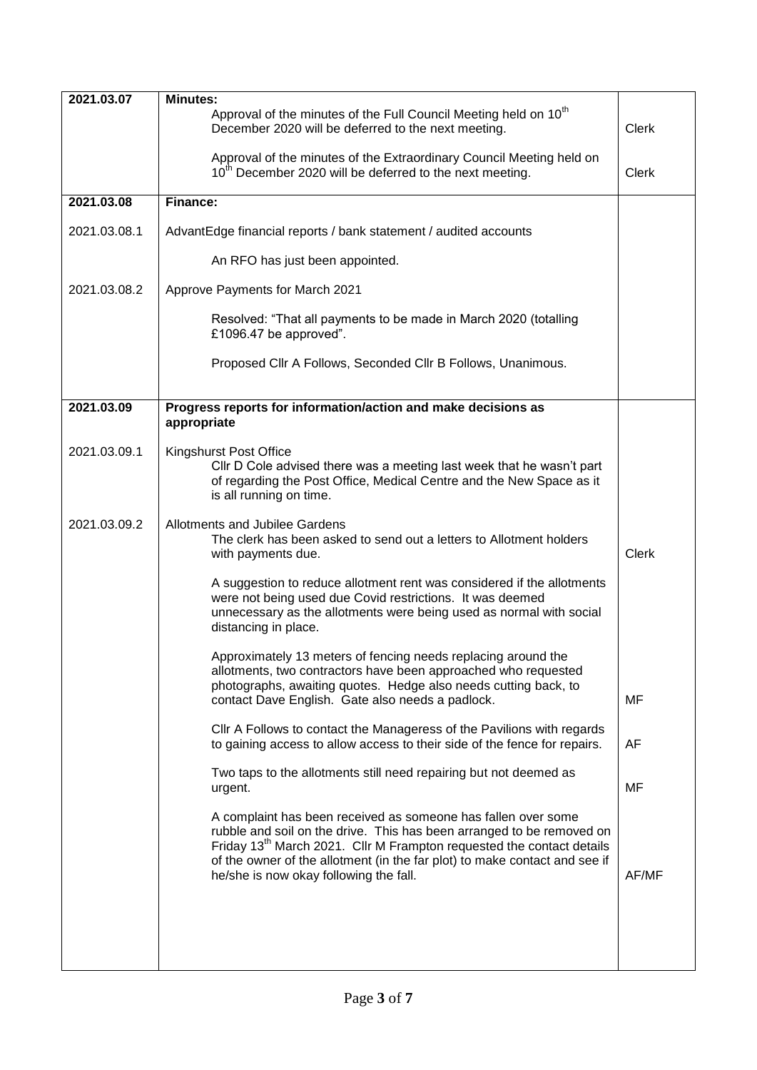| | | |
|---|---|---|
| **2021.03.07** | **Minutes:**<br>Approval of the minutes of the Full Council Meeting held on 10th December 2020 will be deferred to the next meeting.<br><br>Approval of the minutes of the Extraordinary Council Meeting held on 10th December 2020 will be deferred to the next meeting. | Clerk<br><br>Clerk |
| **2021.03.08** | **Finance:** | |
| 2021.03.08.1 | AdvantEdge financial reports / bank statement / audited accounts<br><br>An RFO has just been appointed. | |
| 2021.03.08.2 | Approve Payments for March 2021<br><br>Resolved: "That all payments to be made in March 2020 (totalling £1096.47 be approved".<br><br>Proposed Cllr A Follows, Seconded Cllr B Follows, Unanimous. | |
| **2021.03.09** | **Progress reports for information/action and make decisions as appropriate** | |
| 2021.03.09.1 | Kingshurst Post Office<br>Cllr D Cole advised there was a meeting last week that he wasn't part of regarding the Post Office, Medical Centre and the New Space as it is all running on time. | |
| 2021.03.09.2 | Allotments and Jubilee Gardens<br>The clerk has been asked to send out a letters to Allotment holders with payments due. | Clerk |
| | A suggestion to reduce allotment rent was considered if the allotments were not being used due Covid restrictions. It was deemed unnecessary as the allotments were being used as normal with social distancing in place. | |
| | Approximately 13 meters of fencing needs replacing around the allotments, two contractors have been approached who requested photographs, awaiting quotes. Hedge also needs cutting back, to contact Dave English. Gate also needs a padlock. | MF |
| | Cllr A Follows to contact the Manageress of the Pavilions with regards to gaining access to allow access to their side of the fence for repairs. | AF |
| | Two taps to the allotments still need repairing but not deemed as urgent. | MF |
| | A complaint has been received as someone has fallen over some rubble and soil on the drive. This has been arranged to be removed on Friday 13th March 2021. Cllr M Frampton requested the contact details of the owner of the allotment (in the far plot) to make contact and see if he/she is now okay following the fall. | AF/MF |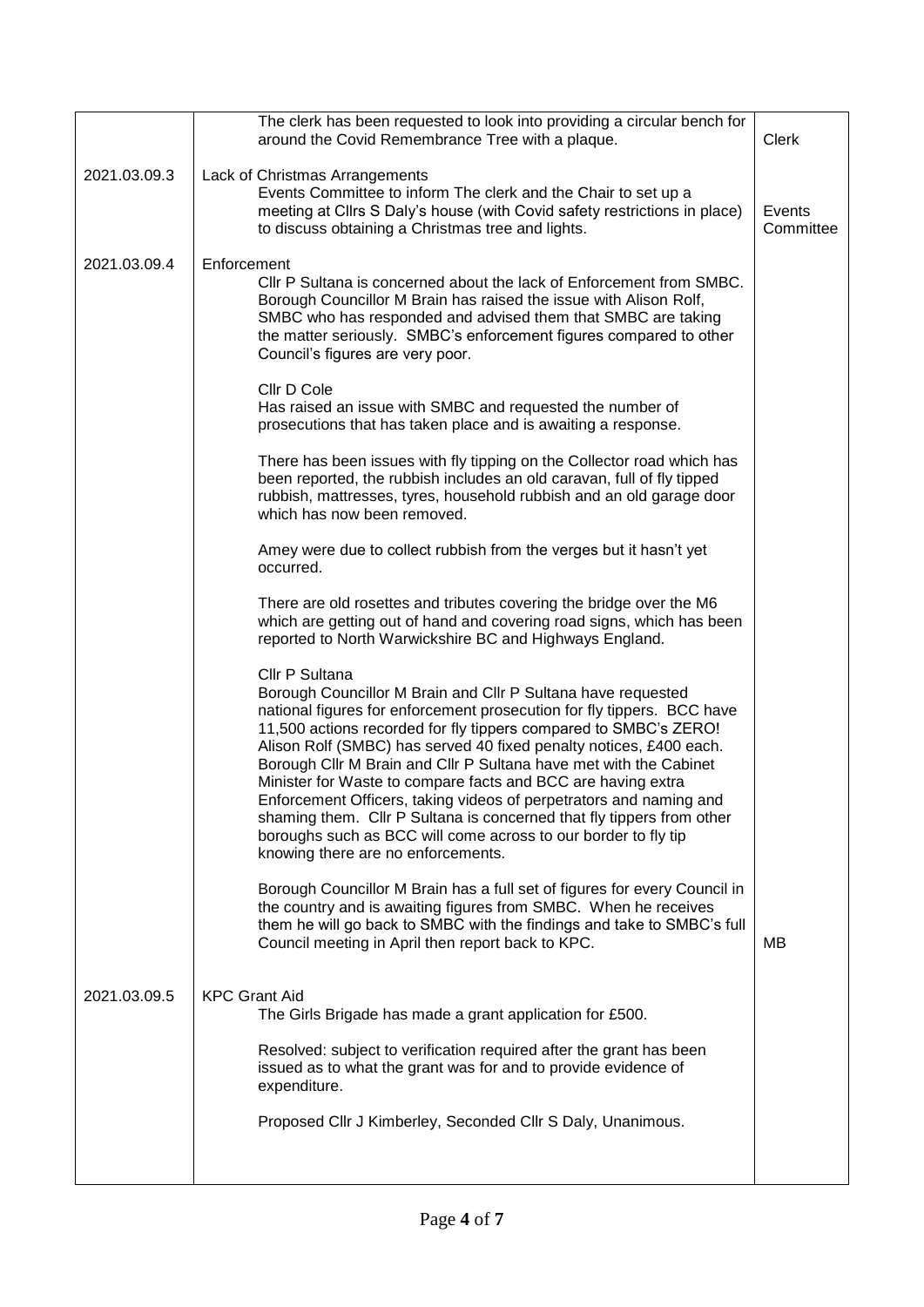| | | |
|---|---|---|
| | The clerk has been requested to look into providing a circular bench for around the Covid Remembrance Tree with a plaque. | Clerk |
| 2021.03.09.3 | Lack of Christmas Arrangements<br>Events Committee to inform The clerk and the Chair to set up a meeting at Cllrs S Daly's house (with Covid safety restrictions in place) to discuss obtaining a Christmas tree and lights. | Events Committee |
| 2021.03.09.4 | Enforcement<br>Cllr P Sultana is concerned about the lack of Enforcement from SMBC. Borough Councillor M Brain has raised the issue with Alison Rolf, SMBC who has responded and advised them that SMBC are taking the matter seriously. SMBC's enforcement figures compared to other Council's figures are very poor.<br><br>Cllr D Cole<br>Has raised an issue with SMBC and requested the number of prosecutions that has taken place and is awaiting a response.<br><br>There has been issues with fly tipping on the Collector road which has been reported, the rubbish includes an old caravan, full of fly tipped rubbish, mattresses, tyres, household rubbish and an old garage door which has now been removed.<br><br>Amey were due to collect rubbish from the verges but it hasn't yet occurred.<br><br>There are old rosettes and tributes covering the bridge over the M6 which are getting out of hand and covering road signs, which has been reported to North Warwickshire BC and Highways England.<br><br>Cllr P Sultana<br>Borough Councillor M Brain and Cllr P Sultana have requested national figures for enforcement prosecution for fly tippers. BCC have 11,500 actions recorded for fly tippers compared to SMBC's ZERO! Alison Rolf (SMBC) has served 40 fixed penalty notices, £400 each. Borough Cllr M Brain and Cllr P Sultana have met with the Cabinet Minister for Waste to compare facts and BCC are having extra Enforcement Officers, taking videos of perpetrators and naming and shaming them. Cllr P Sultana is concerned that fly tippers from other boroughs such as BCC will come across to our border to fly tip knowing there are no enforcements.<br><br>Borough Councillor M Brain has a full set of figures for every Council in the country and is awaiting figures from SMBC. When he receives them he will go back to SMBC with the findings and take to SMBC's full Council meeting in April then report back to KPC. | MB |
| 2021.03.09.5 | KPC Grant Aid<br>The Girls Brigade has made a grant application for £500.<br><br>Resolved: subject to verification required after the grant has been issued as to what the grant was for and to provide evidence of expenditure.<br><br>Proposed Cllr J Kimberley, Seconded Cllr S Daly, Unanimous. | |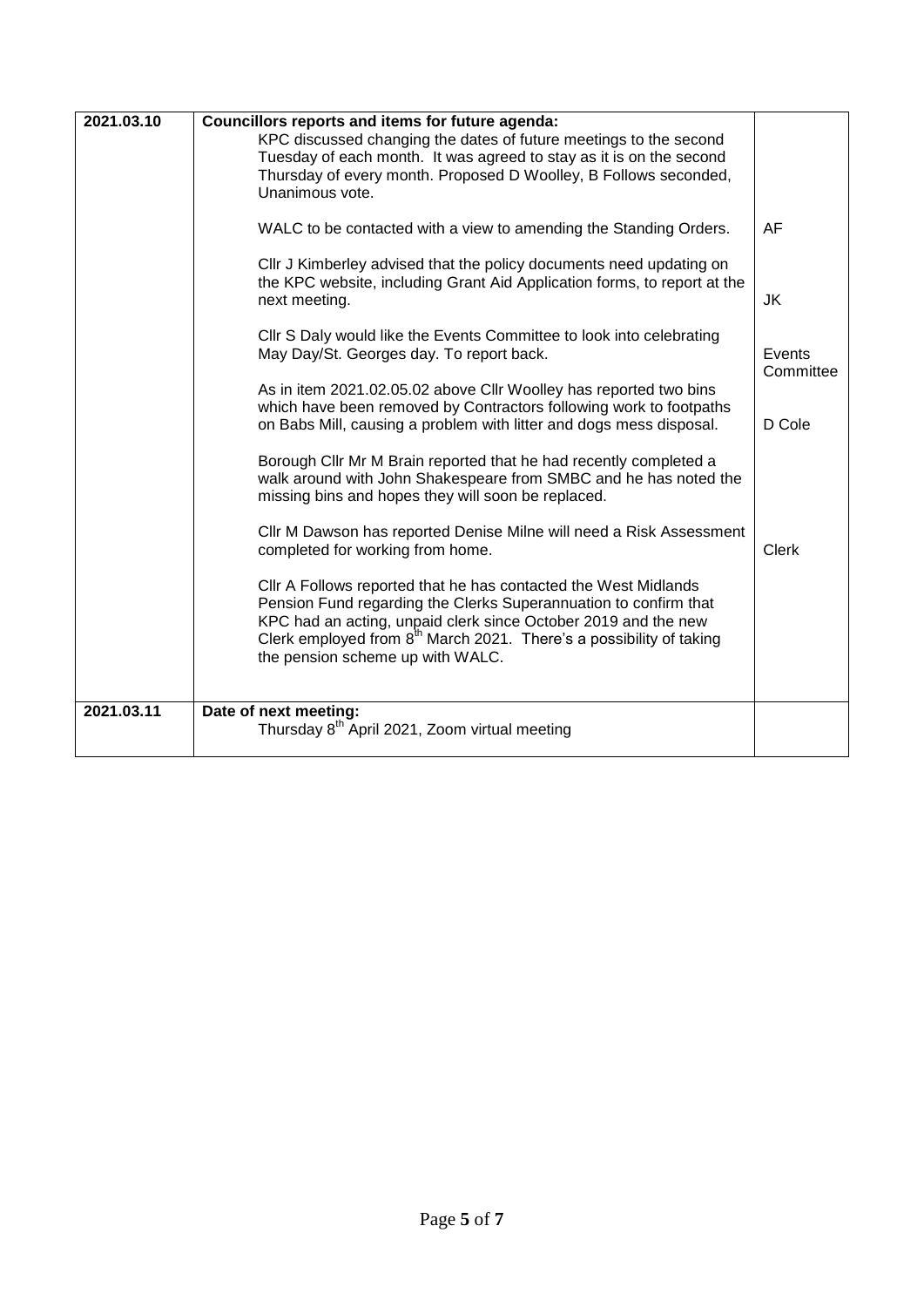| | | |
|---|---|---|
| **2021.03.10** | **Councillors reports and items for future agenda:**<br>KPC discussed changing the dates of future meetings to the second Tuesday of each month. It was agreed to stay as it is on the second Thursday of every month. Proposed D Woolley, B Follows seconded, Unanimous vote.<br><br>WALC to be contacted with a view to amending the Standing Orders.<br><br>Cllr J Kimberley advised that the policy documents need updating on the KPC website, including Grant Aid Application forms, to report at the next meeting.<br><br>Cllr S Daly would like the Events Committee to look into celebrating May Day/St. Georges day. To report back.<br><br>As in item 2021.02.05.02 above Cllr Woolley has reported two bins which have been removed by Contractors following work to footpaths on Babs Mill, causing a problem with litter and dogs mess disposal.<br><br>Borough Cllr Mr M Brain reported that he had recently completed a walk around with John Shakespeare from SMBC and he has noted the missing bins and hopes they will soon be replaced.<br><br>Cllr M Dawson has reported Denise Milne will need a Risk Assessment completed for working from home.<br><br>Cllr A Follows reported that he has contacted the West Midlands Pension Fund regarding the Clerks Superannuation to confirm that KPC had an acting, unpaid clerk since October 2019 and the new Clerk employed from 8th March 2021. There's a possibility of taking the pension scheme up with WALC. | <br><br><br><br><br>AF<br><br><br>JK<br><br><br>Events Committee<br><br><br>D Cole<br><br><br><br><br><br>Clerk |
| **2021.03.11** | **Date of next meeting:**<br>Thursday 8th April 2021, Zoom virtual meeting | |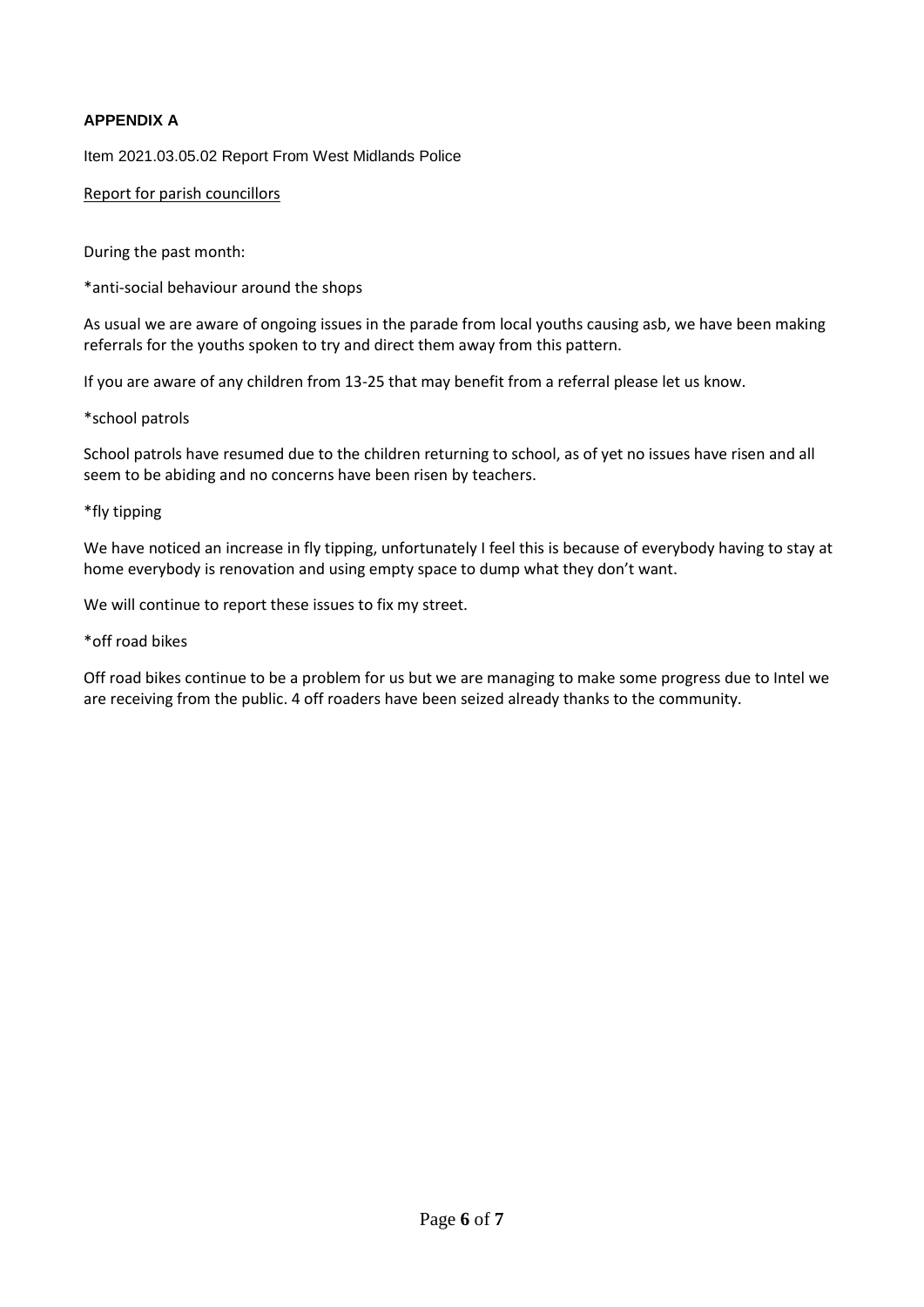**APPENDIX A**

Item 2021.03.05.02 Report From West Midlands Police

Report for parish councillors

During the past month:

*anti-social behaviour around the shops

As usual we are aware of ongoing issues in the parade from local youths causing asb, we have been making referrals for the youths spoken to try and direct them away from this pattern.

If you are aware of any children from 13-25 that may benefit from a referral please let us know.

*school patrols

School patrols have resumed due to the children returning to school, as of yet no issues have risen and all seem to be abiding and no concerns have been risen by teachers.

*fly tipping

We have noticed an increase in fly tipping, unfortunately I feel this is because of everybody having to stay at home everybody is renovation and using empty space to dump what they don't want.

We will continue to report these issues to fix my street.

*off road bikes

Off road bikes continue to be a problem for us but we are managing to make some progress due to Intel we are receiving from the public. 4 off roaders have been seized already thanks to the community.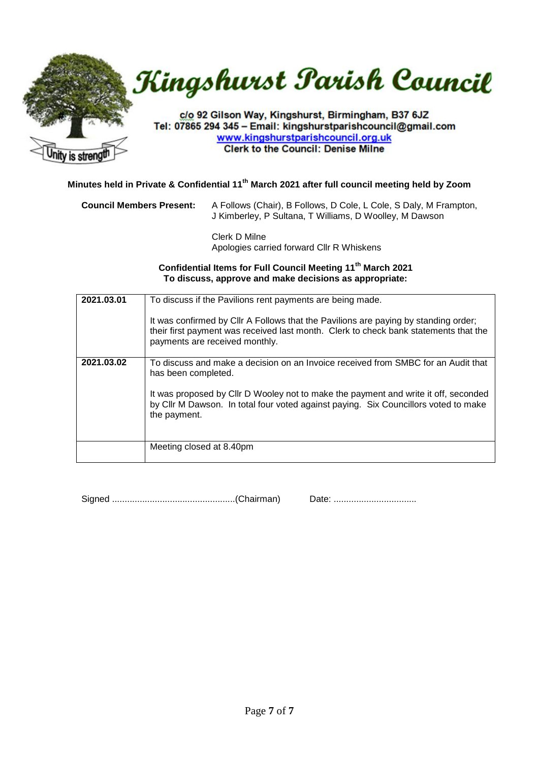# Kingshurst Parish Council

c/o 92 Gilson Way, Kingshurst, Birmingham, B37 6JZ
Tel: 07865 294 345 – Email: kingshurstparishcouncil@gmail.com
www.kingshurstparishcouncil.org.uk
Clerk to the Council: Denise Milne

Unity is strength

**Minutes held in Private & Confidential 11th March 2021 after full council meeting held by Zoom**

**Council Members Present:** A Follows (Chair), B Follows, D Cole, L Cole, S Daly, M Frampton, J Kimberley, P Sultana, T Williams, D Woolley, M Dawson

Clerk D Milne
Apologies carried forward Cllr R Whiskens

**Confidential Items for Full Council Meeting 11th March 2021**
**To discuss, approve and make decisions as appropriate:**

| | |
|---|---|
| **2021.03.01** | To discuss if the Pavilions rent payments are being made.<br><br>It was confirmed by Cllr A Follows that the Pavilions are paying by standing order; their first payment was received last month. Clerk to check bank statements that the payments are received monthly. |
| **2021.03.02** | To discuss and make a decision on an Invoice received from SMBC for an Audit that has been completed.<br><br>It was proposed by Cllr D Wooley not to make the payment and write it off, seconded by Cllr M Dawson. In total four voted against paying. Six Councillors voted to make the payment. |
| | Meeting closed at 8.40pm |

Signed .................................................(Chairman) Date: .................................